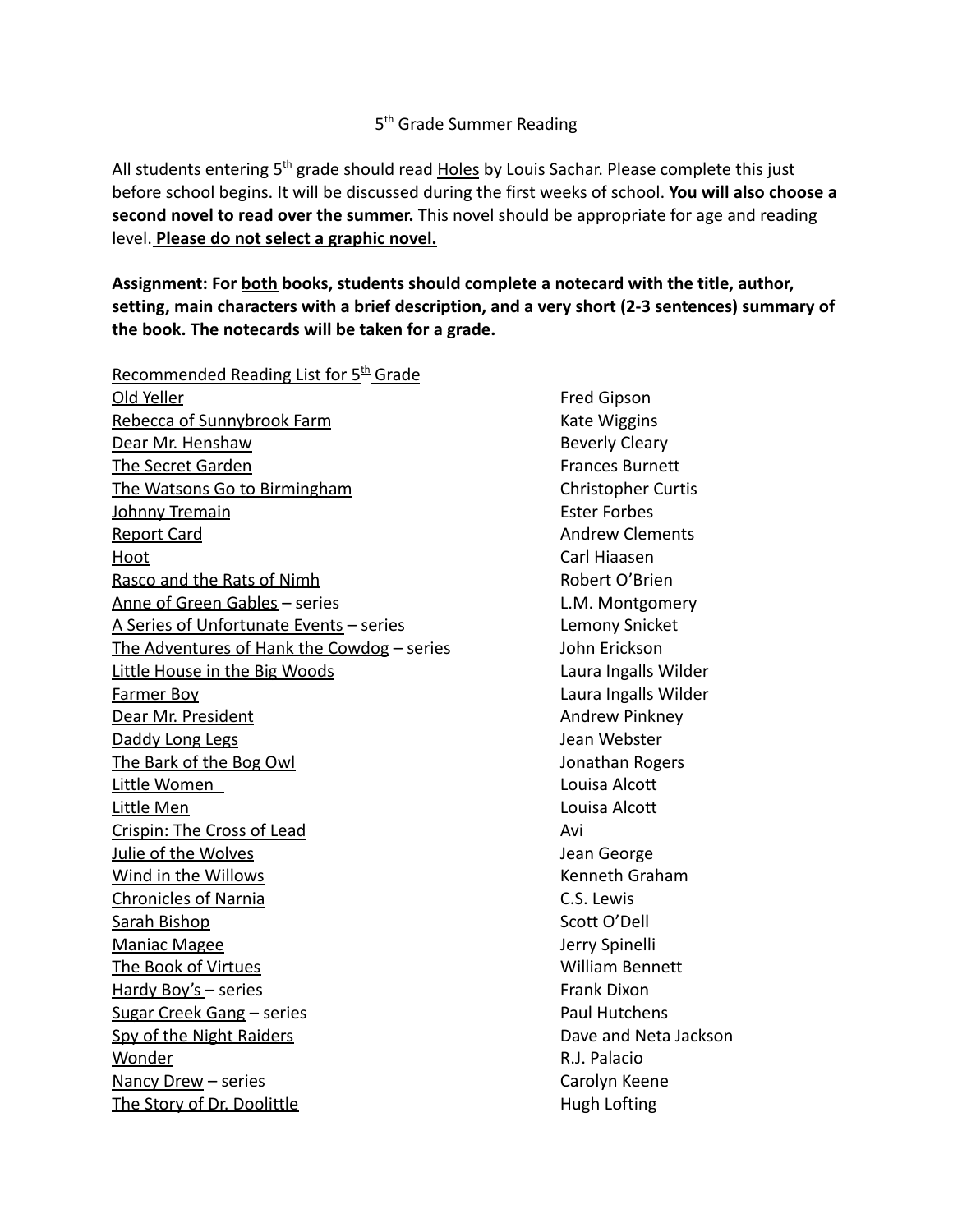# 5th Grade Summer Reading

All students entering 5th grade should read <u>Holes</u> by Louis Sachar. Please complete this just before school begins. It will be discussed during the first weeks of school. **You will also choose a second novel to read over the summer.** This novel should be appropriate for age and reading level. **<u>Please do not select a graphic novel.</u>**

**Assignment: For <u>both</u> books, students should complete a notecard with the title, author, setting, main characters with a brief description, and a very short (2-3 sentences) summary of the book. The notecards will be taken for a grade.**

<u>Recommended Reading List for 5th Grade</u>

| Title | Author |
|---|---|
| <u>Old Yeller</u> | Fred Gipson |
| <u>Rebecca of Sunnybrook Farm</u> | Kate Wiggins |
| <u>Dear Mr. Henshaw</u> | Beverly Cleary |
| <u>The Secret Garden</u> | Frances Burnett |
| <u>The Watsons Go to Birmingham</u> | Christopher Curtis |
| <u>Johnny Tremain</u> | Ester Forbes |
| <u>Report Card</u> | Andrew Clements |
| <u>Hoot</u> | Carl Hiaasen |
| <u>Rasco and the Rats of Nimh</u> | Robert O'Brien |
| <u>Anne of Green Gables</u> – series | L.M. Montgomery |
| <u>A Series of Unfortunate Events</u> – series | Lemony Snicket |
| <u>The Adventures of Hank the Cowdog</u> – series | John Erickson |
| <u>Little House in the Big Woods</u> | Laura Ingalls Wilder |
| <u>Farmer Boy</u> | Laura Ingalls Wilder |
| <u>Dear Mr. President</u> | Andrew Pinkney |
| <u>Daddy Long Legs</u> | Jean Webster |
| <u>The Bark of the Bog Owl</u> | Jonathan Rogers |
| <u>Little Women</u> | Louisa Alcott |
| <u>Little Men</u> | Louisa Alcott |
| <u>Crispin: The Cross of Lead</u> | Avi |
| <u>Julie of the Wolves</u> | Jean George |
| <u>Wind in the Willows</u> | Kenneth Graham |
| <u>Chronicles of Narnia</u> | C.S. Lewis |
| <u>Sarah Bishop</u> | Scott O'Dell |
| <u>Maniac Magee</u> | Jerry Spinelli |
| <u>The Book of Virtues</u> | William Bennett |
| <u>Hardy Boy's</u> – series | Frank Dixon |
| <u>Sugar Creek Gang</u> – series | Paul Hutchens |
| <u>Spy of the Night Raiders</u> | Dave and Neta Jackson |
| <u>Wonder</u> | R.J. Palacio |
| <u>Nancy Drew</u> – series | Carolyn Keene |
| <u>The Story of Dr. Doolittle</u> | Hugh Lofting |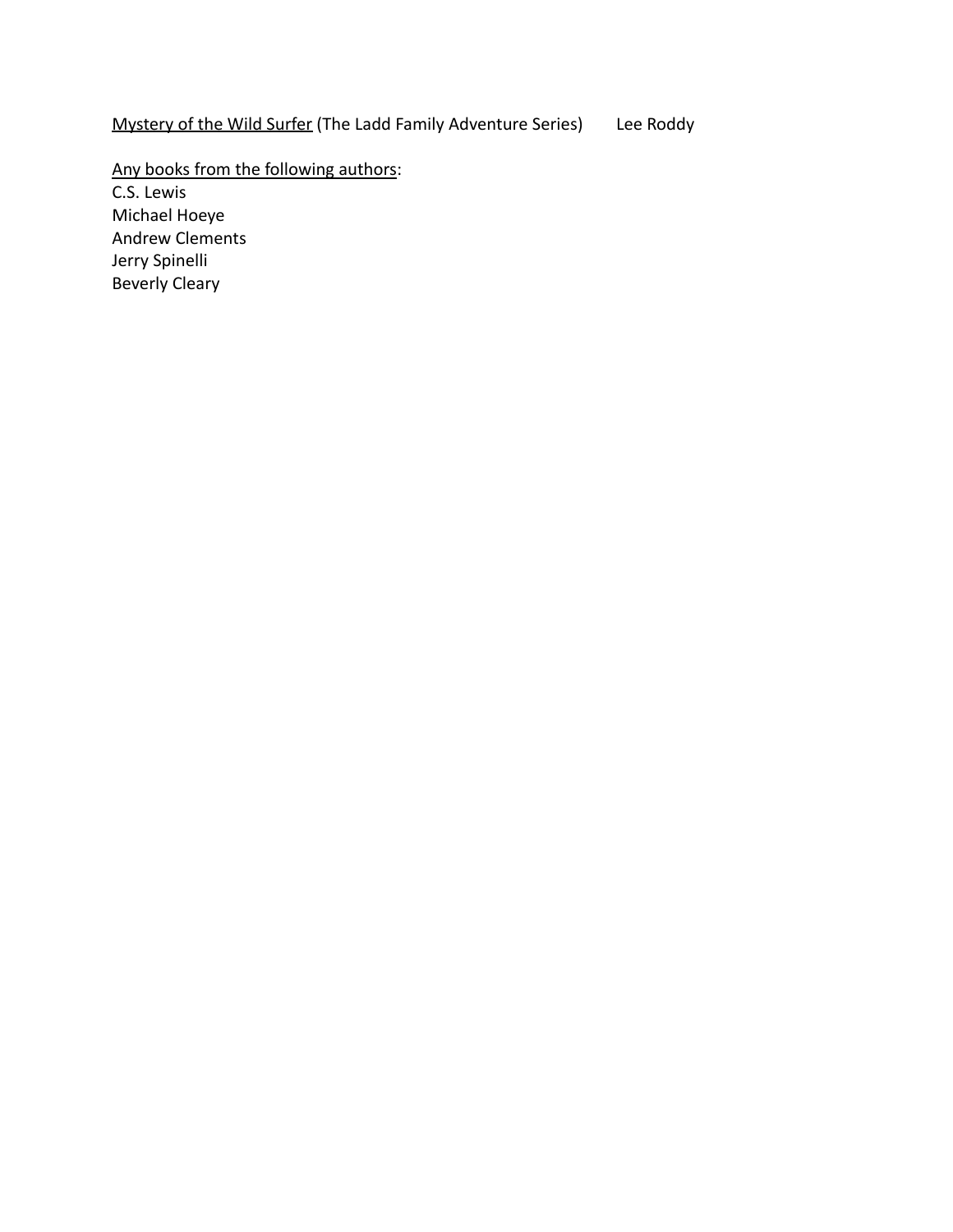<u>Mystery of the Wild Surfer</u> (The Ladd Family Adventure Series)  Lee Roddy

<u>Any books from the following authors</u>:

C.S. Lewis
Michael Hoeye
Andrew Clements
Jerry Spinelli
Beverly Cleary